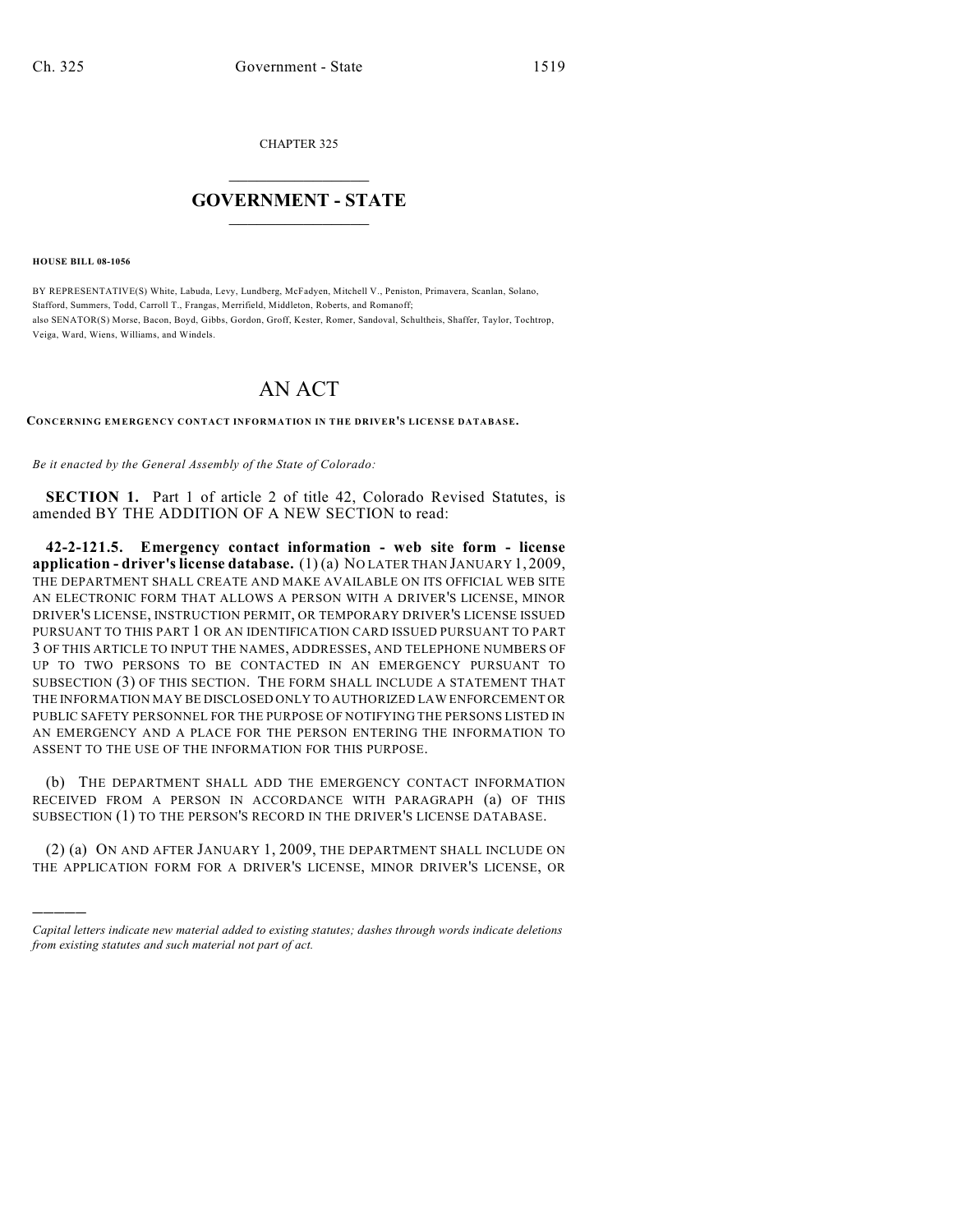CHAPTER 325

# GOVERNMENT - STATE

**HOUSE BILL 08-1056**

BY REPRESENTATIVE(S) White, Labuda, Levy, Lundberg, McFadyen, Mitchell V., Peniston, Primavera, Scanlan, Solano, Stafford, Summers, Todd, Carroll T., Frangas, Merrifield, Middleton, Roberts, and Romanoff;
also SENATOR(S) Morse, Bacon, Boyd, Gibbs, Gordon, Groff, Kester, Romer, Sandoval, Schultheis, Shaffer, Taylor, Tochtrop, Veiga, Ward, Wiens, Williams, and Windels.

# AN ACT

**CONCERNING EMERGENCY CONTACT INFORMATION IN THE DRIVER'S LICENSE DATABASE.**

*Be it enacted by the General Assembly of the State of Colorado:*

**SECTION 1.** Part 1 of article 2 of title 42, Colorado Revised Statutes, is amended BY THE ADDITION OF A NEW SECTION to read:

**42-2-121.5. Emergency contact information - web site form - license application - driver's license database.** (1) (a) NO LATER THAN JANUARY 1, 2009, THE DEPARTMENT SHALL CREATE AND MAKE AVAILABLE ON ITS OFFICIAL WEB SITE AN ELECTRONIC FORM THAT ALLOWS A PERSON WITH A DRIVER'S LICENSE, MINOR DRIVER'S LICENSE, INSTRUCTION PERMIT, OR TEMPORARY DRIVER'S LICENSE ISSUED PURSUANT TO THIS PART 1 OR AN IDENTIFICATION CARD ISSUED PURSUANT TO PART 3 OF THIS ARTICLE TO INPUT THE NAMES, ADDRESSES, AND TELEPHONE NUMBERS OF UP TO TWO PERSONS TO BE CONTACTED IN AN EMERGENCY PURSUANT TO SUBSECTION (3) OF THIS SECTION. THE FORM SHALL INCLUDE A STATEMENT THAT THE INFORMATION MAY BE DISCLOSED ONLY TO AUTHORIZED LAW ENFORCEMENT OR PUBLIC SAFETY PERSONNEL FOR THE PURPOSE OF NOTIFYING THE PERSONS LISTED IN AN EMERGENCY AND A PLACE FOR THE PERSON ENTERING THE INFORMATION TO ASSENT TO THE USE OF THE INFORMATION FOR THIS PURPOSE.

(b) THE DEPARTMENT SHALL ADD THE EMERGENCY CONTACT INFORMATION RECEIVED FROM A PERSON IN ACCORDANCE WITH PARAGRAPH (a) OF THIS SUBSECTION (1) TO THE PERSON'S RECORD IN THE DRIVER'S LICENSE DATABASE.

(2) (a) ON AND AFTER JANUARY 1, 2009, THE DEPARTMENT SHALL INCLUDE ON THE APPLICATION FORM FOR A DRIVER'S LICENSE, MINOR DRIVER'S LICENSE, OR

---

*Capital letters indicate new material added to existing statutes; dashes through words indicate deletions from existing statutes and such material not part of act.*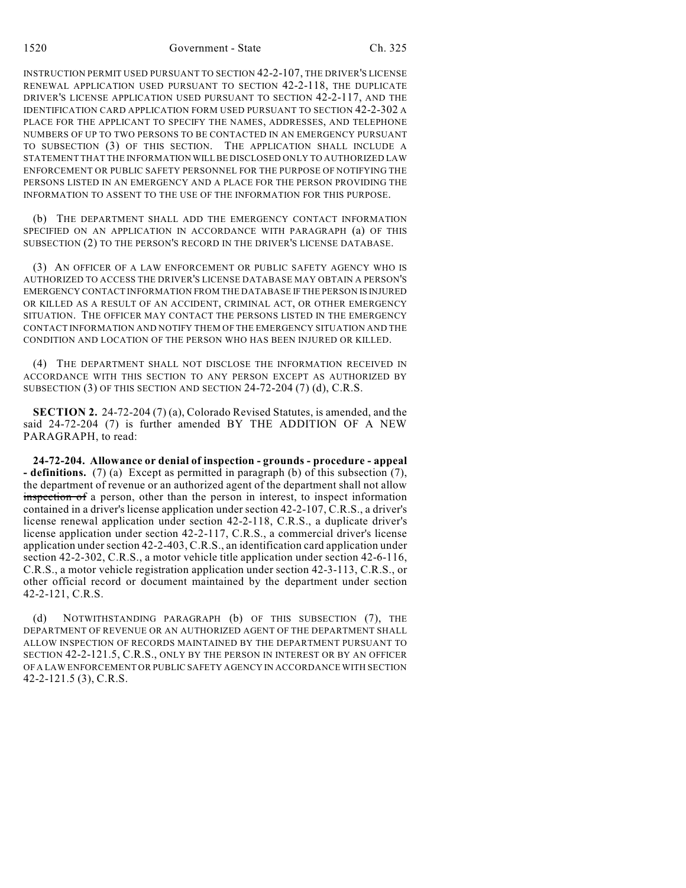INSTRUCTION PERMIT USED PURSUANT TO SECTION 42-2-107, THE DRIVER'S LICENSE RENEWAL APPLICATION USED PURSUANT TO SECTION 42-2-118, THE DUPLICATE DRIVER'S LICENSE APPLICATION USED PURSUANT TO SECTION 42-2-117, AND THE IDENTIFICATION CARD APPLICATION FORM USED PURSUANT TO SECTION 42-2-302 A PLACE FOR THE APPLICANT TO SPECIFY THE NAMES, ADDRESSES, AND TELEPHONE NUMBERS OF UP TO TWO PERSONS TO BE CONTACTED IN AN EMERGENCY PURSUANT TO SUBSECTION (3) OF THIS SECTION. THE APPLICATION SHALL INCLUDE A STATEMENT THAT THE INFORMATION WILL BE DISCLOSED ONLY TO AUTHORIZED LAW ENFORCEMENT OR PUBLIC SAFETY PERSONNEL FOR THE PURPOSE OF NOTIFYING THE PERSONS LISTED IN AN EMERGENCY AND A PLACE FOR THE PERSON PROVIDING THE INFORMATION TO ASSENT TO THE USE OF THE INFORMATION FOR THIS PURPOSE.

(b) THE DEPARTMENT SHALL ADD THE EMERGENCY CONTACT INFORMATION SPECIFIED ON AN APPLICATION IN ACCORDANCE WITH PARAGRAPH (a) OF THIS SUBSECTION (2) TO THE PERSON'S RECORD IN THE DRIVER'S LICENSE DATABASE.

(3) AN OFFICER OF A LAW ENFORCEMENT OR PUBLIC SAFETY AGENCY WHO IS AUTHORIZED TO ACCESS THE DRIVER'S LICENSE DATABASE MAY OBTAIN A PERSON'S EMERGENCY CONTACT INFORMATION FROM THE DATABASE IF THE PERSON IS INJURED OR KILLED AS A RESULT OF AN ACCIDENT, CRIMINAL ACT, OR OTHER EMERGENCY SITUATION. THE OFFICER MAY CONTACT THE PERSONS LISTED IN THE EMERGENCY CONTACT INFORMATION AND NOTIFY THEM OF THE EMERGENCY SITUATION AND THE CONDITION AND LOCATION OF THE PERSON WHO HAS BEEN INJURED OR KILLED.

(4) THE DEPARTMENT SHALL NOT DISCLOSE THE INFORMATION RECEIVED IN ACCORDANCE WITH THIS SECTION TO ANY PERSON EXCEPT AS AUTHORIZED BY SUBSECTION (3) OF THIS SECTION AND SECTION 24-72-204 (7) (d), C.R.S.

**SECTION 2.** 24-72-204 (7) (a), Colorado Revised Statutes, is amended, and the said 24-72-204 (7) is further amended BY THE ADDITION OF A NEW PARAGRAPH, to read:

**24-72-204. Allowance or denial of inspection - grounds - procedure - appeal - definitions.** (7) (a) Except as permitted in paragraph (b) of this subsection (7), the department of revenue or an authorized agent of the department shall not allow ~~inspection of~~ a person, other than the person in interest, to inspect information contained in a driver's license application under section 42-2-107, C.R.S., a driver's license renewal application under section 42-2-118, C.R.S., a duplicate driver's license application under section 42-2-117, C.R.S., a commercial driver's license application under section 42-2-403, C.R.S., an identification card application under section 42-2-302, C.R.S., a motor vehicle title application under section 42-6-116, C.R.S., a motor vehicle registration application under section 42-3-113, C.R.S., or other official record or document maintained by the department under section 42-2-121, C.R.S.

(d) NOTWITHSTANDING PARAGRAPH (b) OF THIS SUBSECTION (7), THE DEPARTMENT OF REVENUE OR AN AUTHORIZED AGENT OF THE DEPARTMENT SHALL ALLOW INSPECTION OF RECORDS MAINTAINED BY THE DEPARTMENT PURSUANT TO SECTION 42-2-121.5, C.R.S., ONLY BY THE PERSON IN INTEREST OR BY AN OFFICER OF A LAW ENFORCEMENT OR PUBLIC SAFETY AGENCY IN ACCORDANCE WITH SECTION 42-2-121.5 (3), C.R.S.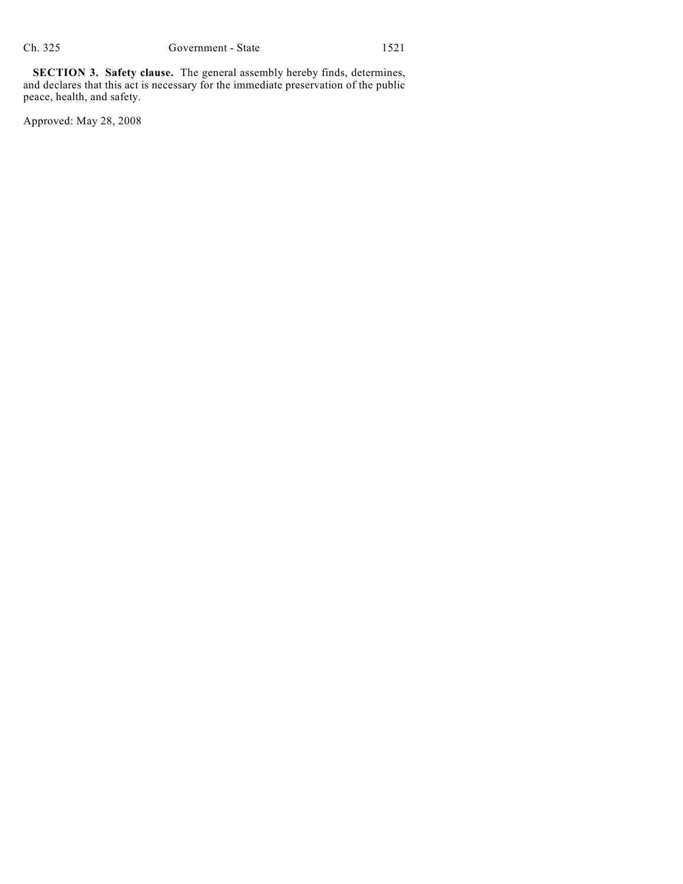**SECTION 3. Safety clause.** The general assembly hereby finds, determines, and declares that this act is necessary for the immediate preservation of the public peace, health, and safety.

Approved: May 28, 2008